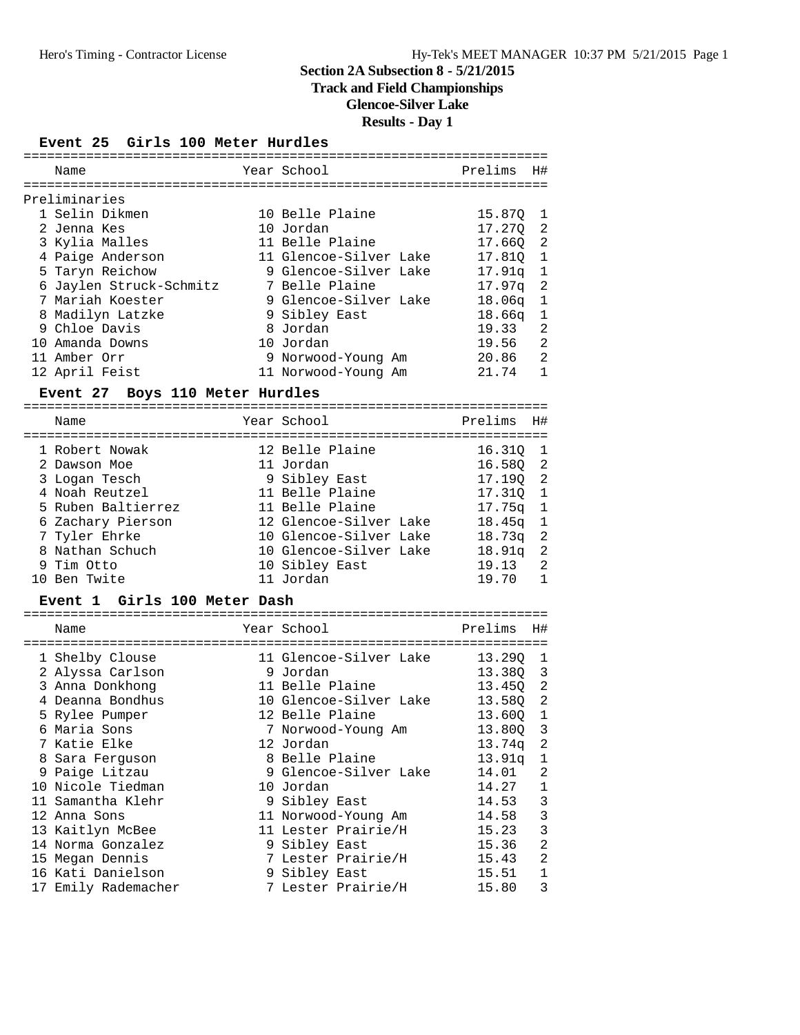# Section 2A Subsection 8 - 5/21/2015
## Track and Field Championships
## Glencoe-Silver Lake
## Results - Day 1

### Event 25 Girls 100 Meter Hurdles

Preliminaries

| | Name | Year | School | Prelims | H# |
|---|---|---|---|---|---|
| 1 | Selin Dikmen | 10 | Belle Plaine | 15.87Q | 1 |
| 2 | Jenna Kes | 10 | Jordan | 17.27Q | 2 |
| 3 | Kylia Malles | 11 | Belle Plaine | 17.66Q | 2 |
| 4 | Paige Anderson | 11 | Glencoe-Silver Lake | 17.81Q | 1 |
| 5 | Taryn Reichow | 9 | Glencoe-Silver Lake | 17.91q | 1 |
| 6 | Jaylen Struck-Schmitz | 7 | Belle Plaine | 17.97q | 2 |
| 7 | Mariah Koester | 9 | Glencoe-Silver Lake | 18.06q | 1 |
| 8 | Madilyn Latzke | 9 | Sibley East | 18.66q | 1 |
| 9 | Chloe Davis | 8 | Jordan | 19.33 | 2 |
| 10 | Amanda Downs | 10 | Jordan | 19.56 | 2 |
| 11 | Amber Orr | 9 | Norwood-Young Am | 20.86 | 2 |
| 12 | April Feist | 11 | Norwood-Young Am | 21.74 | 1 |

### Event 27 Boys 110 Meter Hurdles

| | Name | Year | School | Prelims | H# |
|---|---|---|---|---|---|
| 1 | Robert Nowak | 12 | Belle Plaine | 16.31Q | 1 |
| 2 | Dawson Moe | 11 | Jordan | 16.58Q | 2 |
| 3 | Logan Tesch | 9 | Sibley East | 17.19Q | 2 |
| 4 | Noah Reutzel | 11 | Belle Plaine | 17.31Q | 1 |
| 5 | Ruben Baltierrez | 11 | Belle Plaine | 17.75q | 1 |
| 6 | Zachary Pierson | 12 | Glencoe-Silver Lake | 18.45q | 1 |
| 7 | Tyler Ehrke | 10 | Glencoe-Silver Lake | 18.73q | 2 |
| 8 | Nathan Schuch | 10 | Glencoe-Silver Lake | 18.91q | 2 |
| 9 | Tim Otto | 10 | Sibley East | 19.13 | 2 |
| 10 | Ben Twite | 11 | Jordan | 19.70 | 1 |

### Event 1 Girls 100 Meter Dash

| | Name | Year | School | Prelims | H# |
|---|---|---|---|---|---|
| 1 | Shelby Clouse | 11 | Glencoe-Silver Lake | 13.29Q | 1 |
| 2 | Alyssa Carlson | 9 | Jordan | 13.38Q | 3 |
| 3 | Anna Donkhong | 11 | Belle Plaine | 13.45Q | 2 |
| 4 | Deanna Bondhus | 10 | Glencoe-Silver Lake | 13.58Q | 2 |
| 5 | Rylee Pumper | 12 | Belle Plaine | 13.60Q | 1 |
| 6 | Maria Sons | 7 | Norwood-Young Am | 13.80Q | 3 |
| 7 | Katie Elke | 12 | Jordan | 13.74q | 2 |
| 8 | Sara Ferguson | 8 | Belle Plaine | 13.91q | 1 |
| 9 | Paige Litzau | 9 | Glencoe-Silver Lake | 14.01 | 2 |
| 10 | Nicole Tiedman | 10 | Jordan | 14.27 | 1 |
| 11 | Samantha Klehr | 9 | Sibley East | 14.53 | 3 |
| 12 | Anna Sons | 11 | Norwood-Young Am | 14.58 | 3 |
| 13 | Kaitlyn McBee | 11 | Lester Prairie/H | 15.23 | 3 |
| 14 | Norma Gonzalez | 9 | Sibley East | 15.36 | 2 |
| 15 | Megan Dennis | 7 | Lester Prairie/H | 15.43 | 2 |
| 16 | Kati Danielson | 9 | Sibley East | 15.51 | 1 |
| 17 | Emily Rademacher | 7 | Lester Prairie/H | 15.80 | 3 |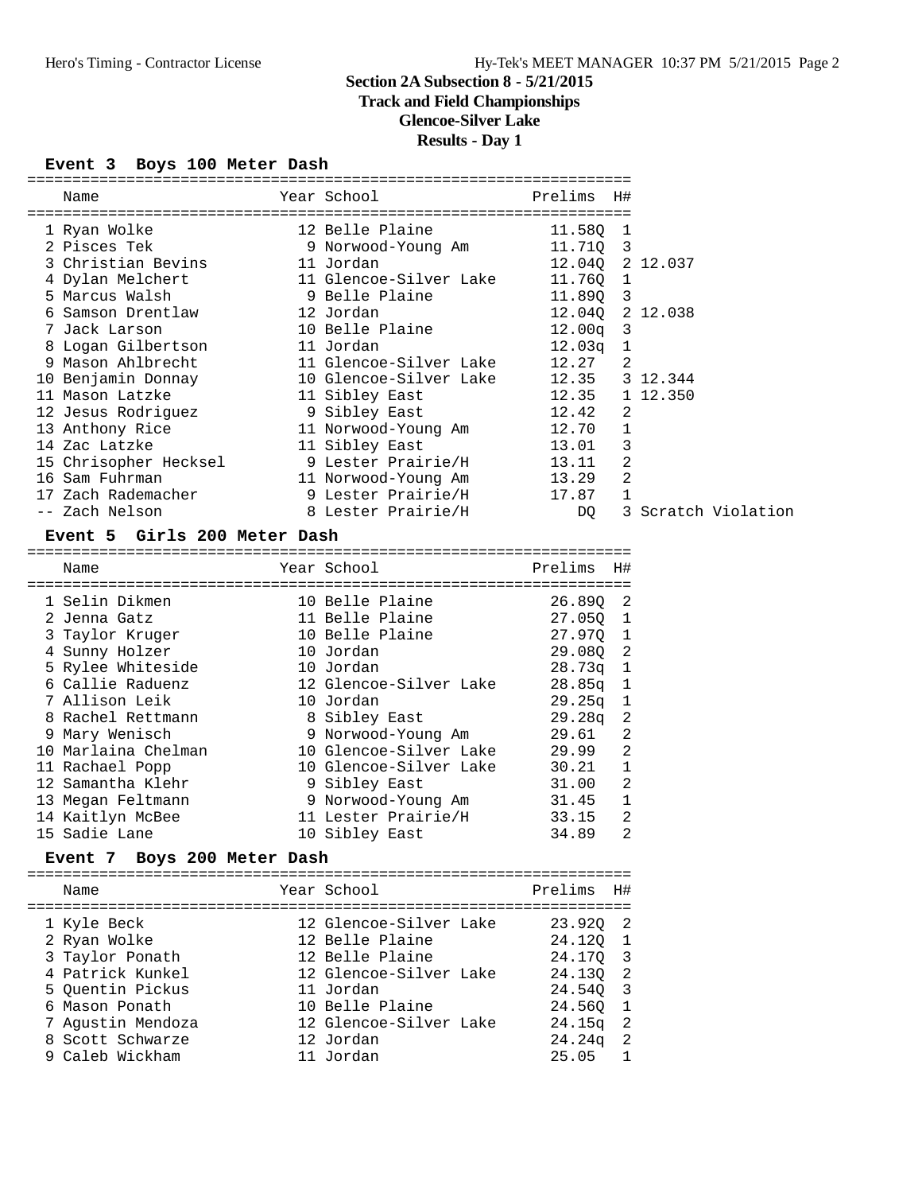## Section 2A Subsection 8 - 5/21/2015
### Track and Field Championships
### Glencoe-Silver Lake
### Results - Day 1

**Event 3 Boys 100 Meter Dash**

| | Name | Year | School | Prelims | H# | |
|---|---|---|---|---|---|---|
| 1 | Ryan Wolke | 12 | Belle Plaine | 11.58Q | 1 | |
| 2 | Pisces Tek | 9 | Norwood-Young Am | 11.71Q | 3 | |
| 3 | Christian Bevins | 11 | Jordan | 12.04Q | 2 | 12.037 |
| 4 | Dylan Melchert | 11 | Glencoe-Silver Lake | 11.76Q | 1 | |
| 5 | Marcus Walsh | 9 | Belle Plaine | 11.89Q | 3 | |
| 6 | Samson Drentlaw | 12 | Jordan | 12.04Q | 2 | 12.038 |
| 7 | Jack Larson | 10 | Belle Plaine | 12.00q | 3 | |
| 8 | Logan Gilbertson | 11 | Jordan | 12.03q | 1 | |
| 9 | Mason Ahlbrecht | 11 | Glencoe-Silver Lake | 12.27 | 2 | |
| 10 | Benjamin Donnay | 10 | Glencoe-Silver Lake | 12.35 | 3 | 12.344 |
| 11 | Mason Latzke | 11 | Sibley East | 12.35 | 1 | 12.350 |
| 12 | Jesus Rodriguez | 9 | Sibley East | 12.42 | 2 | |
| 13 | Anthony Rice | 11 | Norwood-Young Am | 12.70 | 1 | |
| 14 | Zac Latzke | 11 | Sibley East | 13.01 | 3 | |
| 15 | Chrisopher Hecksel | 9 | Lester Prairie/H | 13.11 | 2 | |
| 16 | Sam Fuhrman | 11 | Norwood-Young Am | 13.29 | 2 | |
| 17 | Zach Rademacher | 9 | Lester Prairie/H | 17.87 | 1 | |
| -- | Zach Nelson | 8 | Lester Prairie/H | DQ | 3 | Scratch Violation |

**Event 5 Girls 200 Meter Dash**

| | Name | Year | School | Prelims | H# |
|---|---|---|---|---|---|
| 1 | Selin Dikmen | 10 | Belle Plaine | 26.89Q | 2 |
| 2 | Jenna Gatz | 11 | Belle Plaine | 27.05Q | 1 |
| 3 | Taylor Kruger | 10 | Belle Plaine | 27.97Q | 1 |
| 4 | Sunny Holzer | 10 | Jordan | 29.08Q | 2 |
| 5 | Rylee Whiteside | 10 | Jordan | 28.73q | 1 |
| 6 | Callie Raduenz | 12 | Glencoe-Silver Lake | 28.85q | 1 |
| 7 | Allison Leik | 10 | Jordan | 29.25q | 1 |
| 8 | Rachel Rettmann | 8 | Sibley East | 29.28q | 2 |
| 9 | Mary Wenisch | 9 | Norwood-Young Am | 29.61 | 2 |
| 10 | Marlaina Chelman | 10 | Glencoe-Silver Lake | 29.99 | 2 |
| 11 | Rachael Popp | 10 | Glencoe-Silver Lake | 30.21 | 1 |
| 12 | Samantha Klehr | 9 | Sibley East | 31.00 | 2 |
| 13 | Megan Feltmann | 9 | Norwood-Young Am | 31.45 | 1 |
| 14 | Kaitlyn McBee | 11 | Lester Prairie/H | 33.15 | 2 |
| 15 | Sadie Lane | 10 | Sibley East | 34.89 | 2 |

**Event 7 Boys 200 Meter Dash**

| | Name | Year | School | Prelims | H# |
|---|---|---|---|---|---|
| 1 | Kyle Beck | 12 | Glencoe-Silver Lake | 23.92Q | 2 |
| 2 | Ryan Wolke | 12 | Belle Plaine | 24.12Q | 1 |
| 3 | Taylor Ponath | 12 | Belle Plaine | 24.17Q | 3 |
| 4 | Patrick Kunkel | 12 | Glencoe-Silver Lake | 24.13Q | 2 |
| 5 | Quentin Pickus | 11 | Jordan | 24.54Q | 3 |
| 6 | Mason Ponath | 10 | Belle Plaine | 24.56Q | 1 |
| 7 | Agustin Mendoza | 12 | Glencoe-Silver Lake | 24.15q | 2 |
| 8 | Scott Schwarze | 12 | Jordan | 24.24q | 2 |
| 9 | Caleb Wickham | 11 | Jordan | 25.05 | 1 |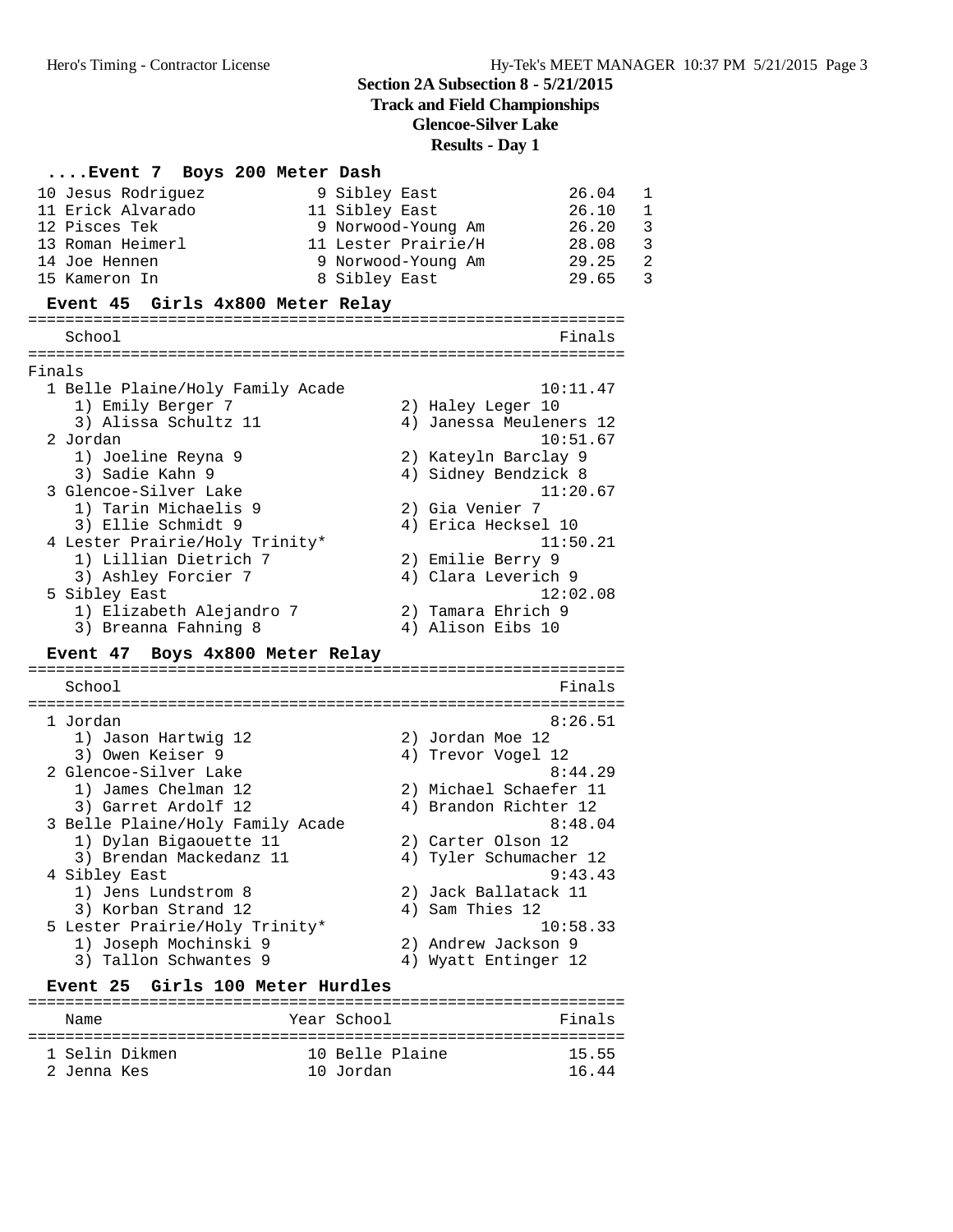## Section 2A Subsection 8 - 5/21/2015
## Track and Field Championships
## Glencoe-Silver Lake
## Results - Day 1

### ....Event 7 Boys 200 Meter Dash

| Place | Name | Year | School | Finals | Heat |
|---|---|---|---|---|---|
| 10 | Jesus Rodriguez | 9 | Sibley East | 26.04 | 1 |
| 11 | Erick Alvarado | 11 | Sibley East | 26.10 | 1 |
| 12 | Pisces Tek | 9 | Norwood-Young Am | 26.20 | 3 |
| 13 | Roman Heimerl | 11 | Lester Prairie/H | 28.08 | 3 |
| 14 | Joe Hennen | 9 | Norwood-Young Am | 29.25 | 2 |
| 15 | Kameron In | 8 | Sibley East | 29.65 | 3 |

### Event 45 Girls 4x800 Meter Relay

Finals

| Place | School | Finals |
|---|---|---|
| 1 | Belle Plaine/Holy Family Acade | 10:11.47 |
| | 1) Emily Berger 7, 2) Haley Leger 10, 3) Alissa Schultz 11, 4) Janessa Meuleners 12 | |
| 2 | Jordan | 10:51.67 |
| | 1) Joeline Reyna 9, 2) Kateyln Barclay 9, 3) Sadie Kahn 9, 4) Sidney Bendzick 8 | |
| 3 | Glencoe-Silver Lake | 11:20.67 |
| | 1) Tarin Michaelis 9, 2) Gia Venier 7, 3) Ellie Schmidt 9, 4) Erica Hecksel 10 | |
| 4 | Lester Prairie/Holy Trinity* | 11:50.21 |
| | 1) Lillian Dietrich 7, 2) Emilie Berry 9, 3) Ashley Forcier 7, 4) Clara Leverich 9 | |
| 5 | Sibley East | 12:02.08 |
| | 1) Elizabeth Alejandro 7, 2) Tamara Ehrich 9, 3) Breanna Fahning 8, 4) Alison Eibs 10 | |

### Event 47 Boys 4x800 Meter Relay

| Place | School | Finals |
|---|---|---|
| 1 | Jordan | 8:26.51 |
| | 1) Jason Hartwig 12, 2) Jordan Moe 12, 3) Owen Keiser 9, 4) Trevor Vogel 12 | |
| 2 | Glencoe-Silver Lake | 8:44.29 |
| | 1) James Chelman 12, 2) Michael Schaefer 11, 3) Garret Ardolf 12, 4) Brandon Richter 12 | |
| 3 | Belle Plaine/Holy Family Acade | 8:48.04 |
| | 1) Dylan Bigaouette 11, 2) Carter Olson 12, 3) Brendan Mackedanz 11, 4) Tyler Schumacher 12 | |
| 4 | Sibley East | 9:43.43 |
| | 1) Jens Lundstrom 8, 2) Jack Ballatack 11, 3) Korban Strand 12, 4) Sam Thies 12 | |
| 5 | Lester Prairie/Holy Trinity* | 10:58.33 |
| | 1) Joseph Mochinski 9, 2) Andrew Jackson 9, 3) Tallon Schwantes 9, 4) Wyatt Entinger 12 | |

### Event 25 Girls 100 Meter Hurdles

| Place | Name | Year | School | Finals |
|---|---|---|---|---|
| 1 | Selin Dikmen | 10 | Belle Plaine | 15.55 |
| 2 | Jenna Kes | 10 | Jordan | 16.44 |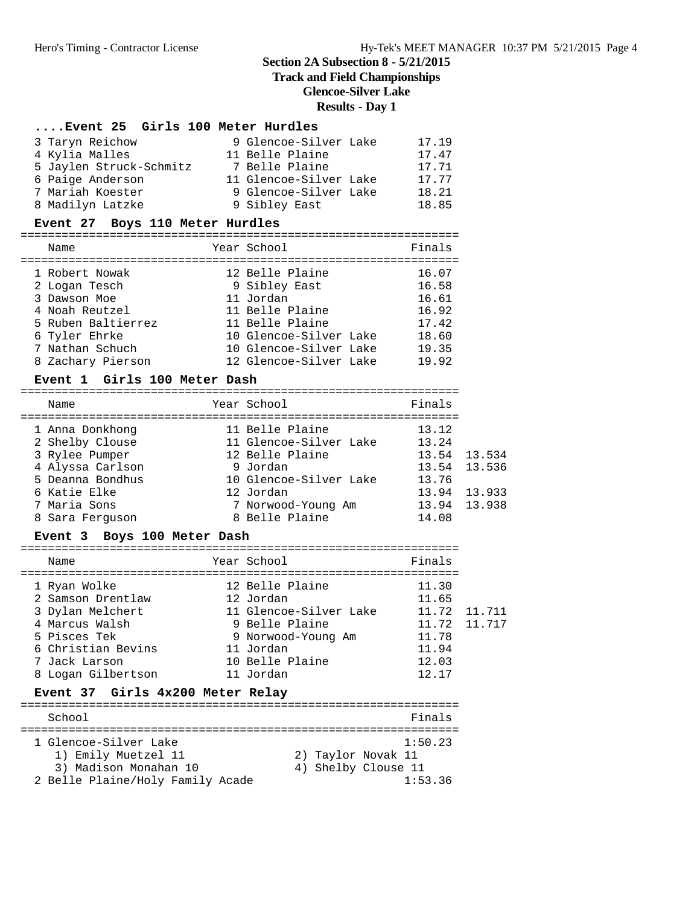# Section 2A Subsection 8 - 5/21/2015

## Track and Field Championships

## Glencoe-Silver Lake

## Results - Day 1

### ....Event 25 Girls 100 Meter Hurdles

| Place | Name | Year | School | Finals |
|---|---|---|---|---|
| 3 | Taryn Reichow | 9 | Glencoe-Silver Lake | 17.19 |
| 4 | Kylia Malles | 11 | Belle Plaine | 17.47 |
| 5 | Jaylen Struck-Schmitz | 7 | Belle Plaine | 17.71 |
| 6 | Paige Anderson | 11 | Glencoe-Silver Lake | 17.77 |
| 7 | Mariah Koester | 9 | Glencoe-Silver Lake | 18.21 |
| 8 | Madilyn Latzke | 9 | Sibley East | 18.85 |

### Event 27 Boys 110 Meter Hurdles

| Place | Name | Year | School | Finals |
|---|---|---|---|---|
| 1 | Robert Nowak | 12 | Belle Plaine | 16.07 |
| 2 | Logan Tesch | 9 | Sibley East | 16.58 |
| 3 | Dawson Moe | 11 | Jordan | 16.61 |
| 4 | Noah Reutzel | 11 | Belle Plaine | 16.92 |
| 5 | Ruben Baltierrez | 11 | Belle Plaine | 17.42 |
| 6 | Tyler Ehrke | 10 | Glencoe-Silver Lake | 18.60 |
| 7 | Nathan Schuch | 10 | Glencoe-Silver Lake | 19.35 |
| 8 | Zachary Pierson | 12 | Glencoe-Silver Lake | 19.92 |

### Event 1 Girls 100 Meter Dash

| Place | Name | Year | School | Finals | |
|---|---|---|---|---|---|
| 1 | Anna Donkhong | 11 | Belle Plaine | 13.12 | |
| 2 | Shelby Clouse | 11 | Glencoe-Silver Lake | 13.24 | |
| 3 | Rylee Pumper | 12 | Belle Plaine | 13.54 | 13.534 |
| 4 | Alyssa Carlson | 9 | Jordan | 13.54 | 13.536 |
| 5 | Deanna Bondhus | 10 | Glencoe-Silver Lake | 13.76 | |
| 6 | Katie Elke | 12 | Jordan | 13.94 | 13.933 |
| 7 | Maria Sons | 7 | Norwood-Young Am | 13.94 | 13.938 |
| 8 | Sara Ferguson | 8 | Belle Plaine | 14.08 | |

### Event 3 Boys 100 Meter Dash

| Place | Name | Year | School | Finals | |
|---|---|---|---|---|---|
| 1 | Ryan Wolke | 12 | Belle Plaine | 11.30 | |
| 2 | Samson Drentlaw | 12 | Jordan | 11.65 | |
| 3 | Dylan Melchert | 11 | Glencoe-Silver Lake | 11.72 | 11.711 |
| 4 | Marcus Walsh | 9 | Belle Plaine | 11.72 | 11.717 |
| 5 | Pisces Tek | 9 | Norwood-Young Am | 11.78 | |
| 6 | Christian Bevins | 11 | Jordan | 11.94 | |
| 7 | Jack Larson | 10 | Belle Plaine | 12.03 | |
| 8 | Logan Gilbertson | 11 | Jordan | 12.17 | |

### Event 37 Girls 4x200 Meter Relay

| Place | School | Finals |
|---|---|---|
| 1 | Glencoe-Silver Lake | 1:50.23 |
| | 1) Emily Muetzel 11, 2) Taylor Novak 11, 3) Madison Monahan 10, 4) Shelby Clouse 11 | |
| 2 | Belle Plaine/Holy Family Acade | 1:53.36 |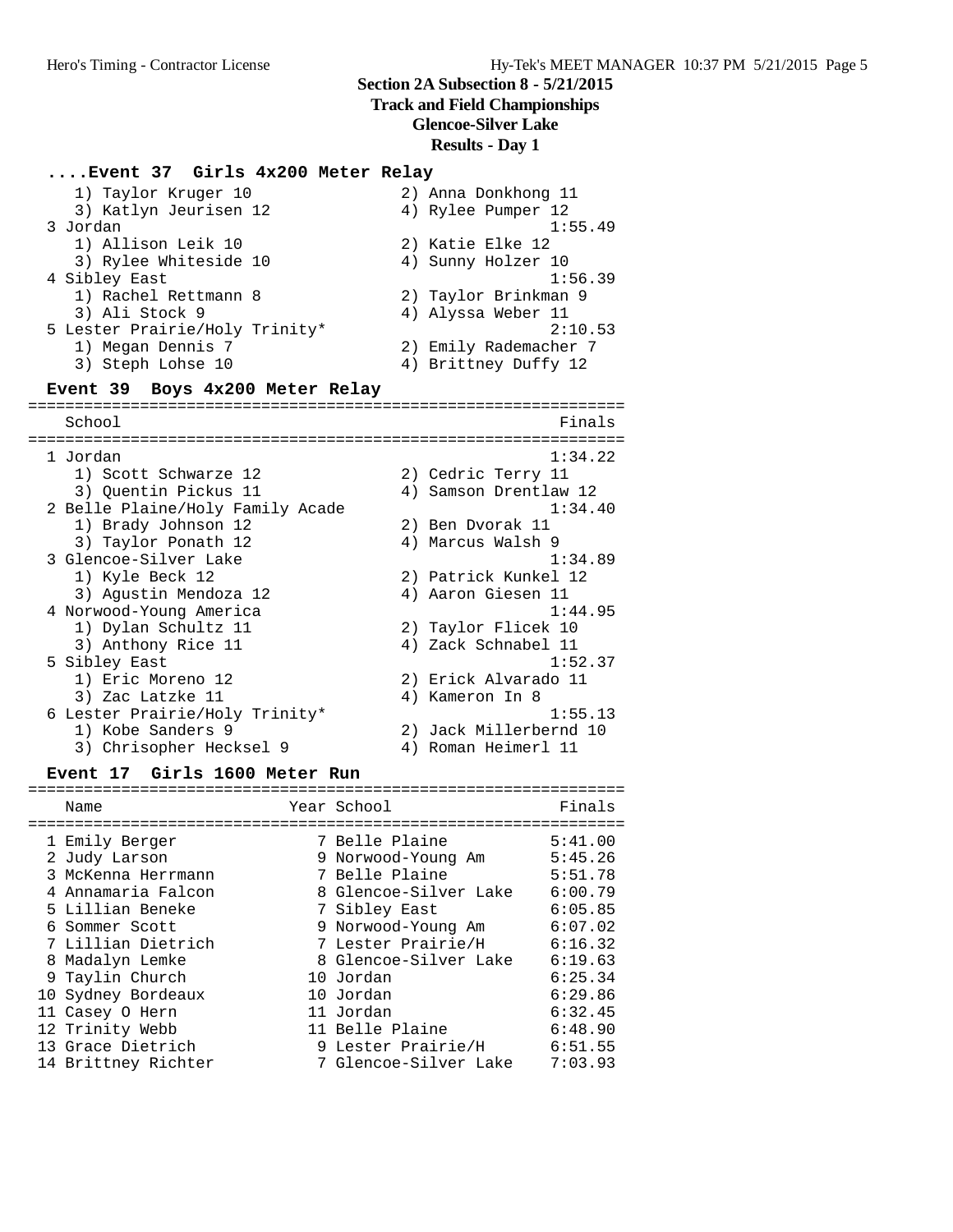**Section 2A Subsection 8 - 5/21/2015**
**Track and Field Championships**
**Glencoe-Silver Lake**
**Results - Day 1**

### ....Event 37 Girls 4x200 Meter Relay

```
   1) Taylor Kruger 10                2) Anna Donkhong 11
   3) Katlyn Jeurisen 12              4) Rylee Pumper 12
 3 Jordan                                          1:55.49
   1) Allison Leik 10                 2) Katie Elke 12
   3) Rylee Whiteside 10              4) Sunny Holzer 10
 4 Sibley East                                     1:56.39
   1) Rachel Rettmann 8               2) Taylor Brinkman 9
   3) Ali Stock 9                     4) Alyssa Weber 11
 5 Lester Prairie/Holy Trinity*                    2:10.53
   1) Megan Dennis 7                  2) Emily Rademacher 7
   3) Steph Lohse 10                  4) Brittney Duffy 12
```

### Event 39 Boys 4x200 Meter Relay

```
================================================================
    School                                              Finals
================================================================
  1 Jordan                                             1:34.22
     1) Scott Schwarze 12               2) Cedric Terry 11
     3) Quentin Pickus 11               4) Samson Drentlaw 12
  2 Belle Plaine/Holy Family Acade                     1:34.40
     1) Brady Johnson 12                2) Ben Dvorak 11
     3) Taylor Ponath 12                4) Marcus Walsh 9
  3 Glencoe-Silver Lake                                1:34.89
     1) Kyle Beck 12                    2) Patrick Kunkel 12
     3) Agustin Mendoza 12              4) Aaron Giesen 11
  4 Norwood-Young America                              1:44.95
     1) Dylan Schultz 11                2) Taylor Flicek 10
     3) Anthony Rice 11                 4) Zack Schnabel 11
  5 Sibley East                                        1:52.37
     1) Eric Moreno 12                  2) Erick Alvarado 11
     3) Zac Latzke 11                   4) Kameron In 8
  6 Lester Prairie/Holy Trinity*                       1:55.13
     1) Kobe Sanders 9                  2) Jack Millerbernd 10
     3) Chrisopher Hecksel 9            4) Roman Heimerl 11
```

### Event 17 Girls 1600 Meter Run

```
================================================================
    Name                    Year School                 Finals
================================================================
  1 Emily Berger               7 Belle Plaine          5:41.00
  2 Judy Larson                9 Norwood-Young Am      5:45.26
  3 McKenna Herrmann           7 Belle Plaine          5:51.78
  4 Annamaria Falcon           8 Glencoe-Silver Lake   6:00.79
  5 Lillian Beneke             7 Sibley East           6:05.85
  6 Sommer Scott               9 Norwood-Young Am      6:07.02
  7 Lillian Dietrich           7 Lester Prairie/H      6:16.32
  8 Madalyn Lemke              8 Glencoe-Silver Lake   6:19.63
  9 Taylin Church             10 Jordan                6:25.34
 10 Sydney Bordeaux           10 Jordan                6:29.86
 11 Casey O Hern              11 Jordan                6:32.45
 12 Trinity Webb              11 Belle Plaine          6:48.90
 13 Grace Dietrich             9 Lester Prairie/H      6:51.55
 14 Brittney Richter           7 Glencoe-Silver Lake   7:03.93
```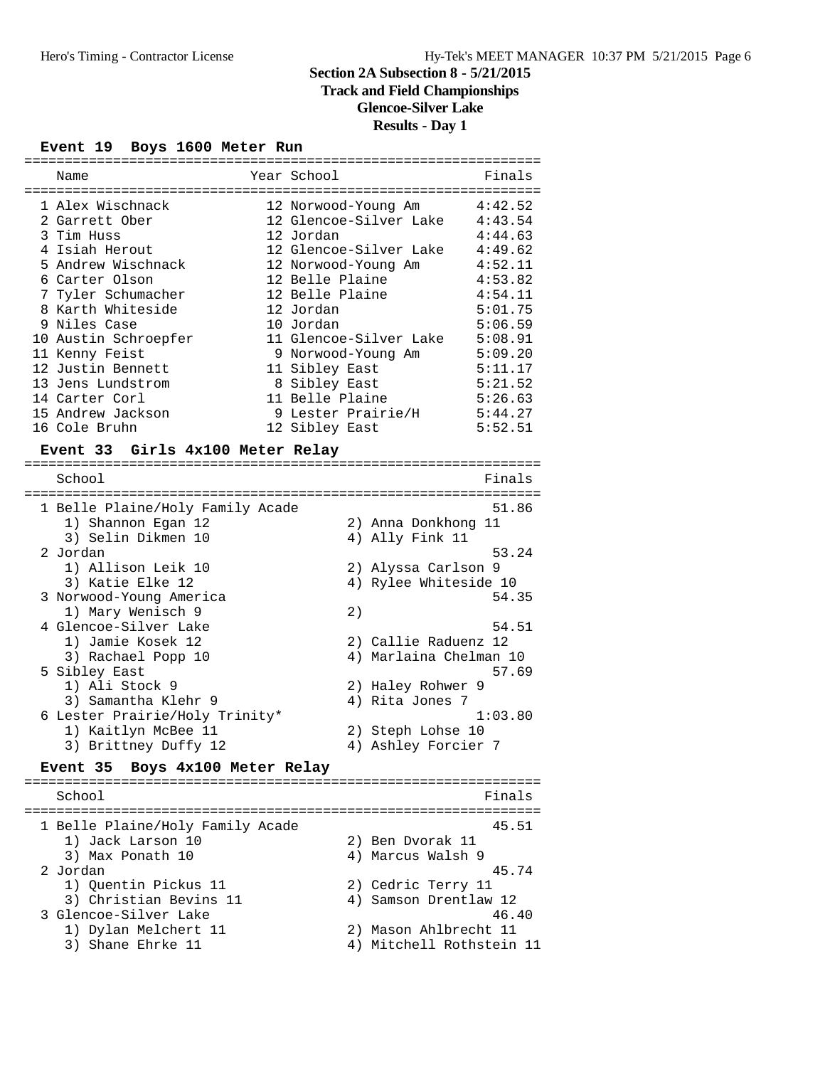# Section 2A Subsection 8 - 5/21/2015

## Track and Field Championships

## Glencoe-Silver Lake

## Results - Day 1

### Event 19 Boys 1600 Meter Run

| Name | Year | School | Finals |
|---|---|---|---|
| 1 Alex Wischnack | 12 | Norwood-Young Am | 4:42.52 |
| 2 Garrett Ober | 12 | Glencoe-Silver Lake | 4:43.54 |
| 3 Tim Huss | 12 | Jordan | 4:44.63 |
| 4 Isiah Herout | 12 | Glencoe-Silver Lake | 4:49.62 |
| 5 Andrew Wischnack | 12 | Norwood-Young Am | 4:52.11 |
| 6 Carter Olson | 12 | Belle Plaine | 4:53.82 |
| 7 Tyler Schumacher | 12 | Belle Plaine | 4:54.11 |
| 8 Karth Whiteside | 12 | Jordan | 5:01.75 |
| 9 Niles Case | 10 | Jordan | 5:06.59 |
| 10 Austin Schroepfer | 11 | Glencoe-Silver Lake | 5:08.91 |
| 11 Kenny Feist | 9 | Norwood-Young Am | 5:09.20 |
| 12 Justin Bennett | 11 | Sibley East | 5:11.17 |
| 13 Jens Lundstrom | 8 | Sibley East | 5:21.52 |
| 14 Carter Corl | 11 | Belle Plaine | 5:26.63 |
| 15 Andrew Jackson | 9 | Lester Prairie/H | 5:44.27 |
| 16 Cole Bruhn | 12 | Sibley East | 5:52.51 |

### Event 33 Girls 4x100 Meter Relay

| School | Finals |
|---|---|
| 1 Belle Plaine/Holy Family Acade | 51.86 |
| 1) Shannon Egan 12; 2) Anna Donkhong 11; 3) Selin Dikmen 10; 4) Ally Fink 11 | |
| 2 Jordan | 53.24 |
| 1) Allison Leik 10; 2) Alyssa Carlson 9; 3) Katie Elke 12; 4) Rylee Whiteside 10 | |
| 3 Norwood-Young America | 54.35 |
| 1) Mary Wenisch 9; 2) | |
| 4 Glencoe-Silver Lake | 54.51 |
| 1) Jamie Kosek 12; 2) Callie Raduenz 12; 3) Rachael Popp 10; 4) Marlaina Chelman 10 | |
| 5 Sibley East | 57.69 |
| 1) Ali Stock 9; 2) Haley Rohwer 9; 3) Samantha Klehr 9; 4) Rita Jones 7 | |
| 6 Lester Prairie/Holy Trinity* | 1:03.80 |
| 1) Kaitlyn McBee 11; 2) Steph Lohse 10; 3) Brittney Duffy 12; 4) Ashley Forcier 7 | |

### Event 35 Boys 4x100 Meter Relay

| School | Finals |
|---|---|
| 1 Belle Plaine/Holy Family Acade | 45.51 |
| 1) Jack Larson 10; 2) Ben Dvorak 11; 3) Max Ponath 10; 4) Marcus Walsh 9 | |
| 2 Jordan | 45.74 |
| 1) Quentin Pickus 11; 2) Cedric Terry 11; 3) Christian Bevins 11; 4) Samson Drentlaw 12 | |
| 3 Glencoe-Silver Lake | 46.40 |
| 1) Dylan Melchert 11; 2) Mason Ahlbrecht 11; 3) Shane Ehrke 11; 4) Mitchell Rothstein 11 | |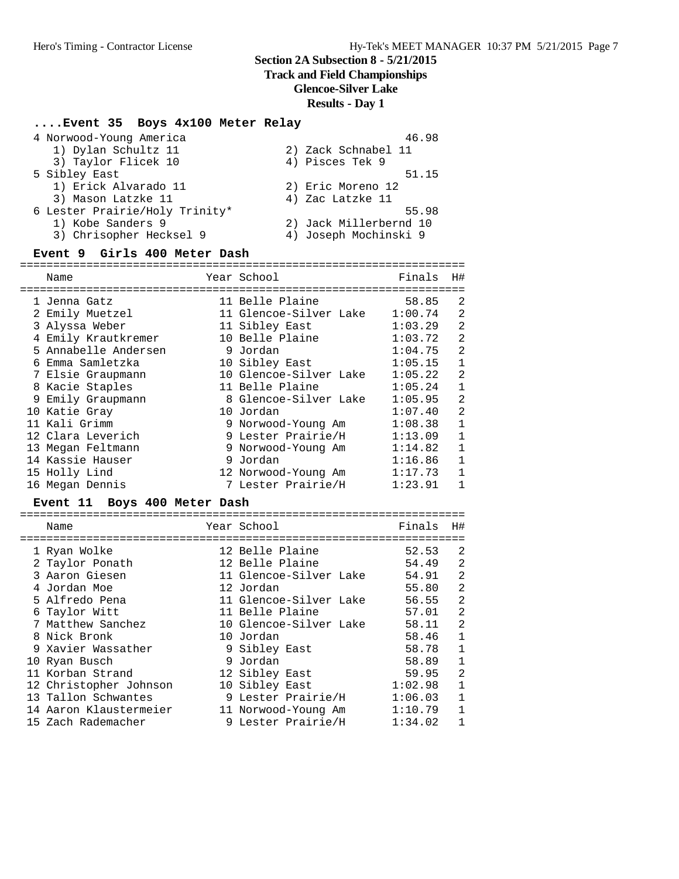## Section 2A Subsection 8 - 5/21/2015
### Track and Field Championships
### Glencoe-Silver Lake
### Results - Day 1

#### ....Event 35 Boys 4x100 Meter Relay

| Place | School | Finals |
|---|---|---|
| 4 | Norwood-Young America | 46.98 |
| | 1) Dylan Schultz 11, 2) Zack Schnabel 11, 3) Taylor Flicek 10, 4) Pisces Tek 9 | |
| 5 | Sibley East | 51.15 |
| | 1) Erick Alvarado 11, 2) Eric Moreno 12, 3) Mason Latzke 11, 4) Zac Latzke 11 | |
| 6 | Lester Prairie/Holy Trinity* | 55.98 |
| | 1) Kobe Sanders 9, 2) Jack Millerbernd 10, 3) Chrisopher Hecksel 9, 4) Joseph Mochinski 9 | |

#### Event 9 Girls 400 Meter Dash

| | Name | Year | School | Finals | H# |
|---|---|---|---|---|---|
| 1 | Jenna Gatz | 11 | Belle Plaine | 58.85 | 2 |
| 2 | Emily Muetzel | 11 | Glencoe-Silver Lake | 1:00.74 | 2 |
| 3 | Alyssa Weber | 11 | Sibley East | 1:03.29 | 2 |
| 4 | Emily Krautkremer | 10 | Belle Plaine | 1:03.72 | 2 |
| 5 | Annabelle Andersen | 9 | Jordan | 1:04.75 | 2 |
| 6 | Emma Samletzka | 10 | Sibley East | 1:05.15 | 1 |
| 7 | Elsie Graupmann | 10 | Glencoe-Silver Lake | 1:05.22 | 2 |
| 8 | Kacie Staples | 11 | Belle Plaine | 1:05.24 | 1 |
| 9 | Emily Graupmann | 8 | Glencoe-Silver Lake | 1:05.95 | 2 |
| 10 | Katie Gray | 10 | Jordan | 1:07.40 | 2 |
| 11 | Kali Grimm | 9 | Norwood-Young Am | 1:08.38 | 1 |
| 12 | Clara Leverich | 9 | Lester Prairie/H | 1:13.09 | 1 |
| 13 | Megan Feltmann | 9 | Norwood-Young Am | 1:14.82 | 1 |
| 14 | Kassie Hauser | 9 | Jordan | 1:16.86 | 1 |
| 15 | Holly Lind | 12 | Norwood-Young Am | 1:17.73 | 1 |
| 16 | Megan Dennis | 7 | Lester Prairie/H | 1:23.91 | 1 |

#### Event 11 Boys 400 Meter Dash

| | Name | Year | School | Finals | H# |
|---|---|---|---|---|---|
| 1 | Ryan Wolke | 12 | Belle Plaine | 52.53 | 2 |
| 2 | Taylor Ponath | 12 | Belle Plaine | 54.49 | 2 |
| 3 | Aaron Giesen | 11 | Glencoe-Silver Lake | 54.91 | 2 |
| 4 | Jordan Moe | 12 | Jordan | 55.80 | 2 |
| 5 | Alfredo Pena | 11 | Glencoe-Silver Lake | 56.55 | 2 |
| 6 | Taylor Witt | 11 | Belle Plaine | 57.01 | 2 |
| 7 | Matthew Sanchez | 10 | Glencoe-Silver Lake | 58.11 | 2 |
| 8 | Nick Bronk | 10 | Jordan | 58.46 | 1 |
| 9 | Xavier Wassather | 9 | Sibley East | 58.78 | 1 |
| 10 | Ryan Busch | 9 | Jordan | 58.89 | 1 |
| 11 | Korban Strand | 12 | Sibley East | 59.95 | 2 |
| 12 | Christopher Johnson | 10 | Sibley East | 1:02.98 | 1 |
| 13 | Tallon Schwantes | 9 | Lester Prairie/H | 1:06.03 | 1 |
| 14 | Aaron Klaustermeier | 11 | Norwood-Young Am | 1:10.79 | 1 |
| 15 | Zach Rademacher | 9 | Lester Prairie/H | 1:34.02 | 1 |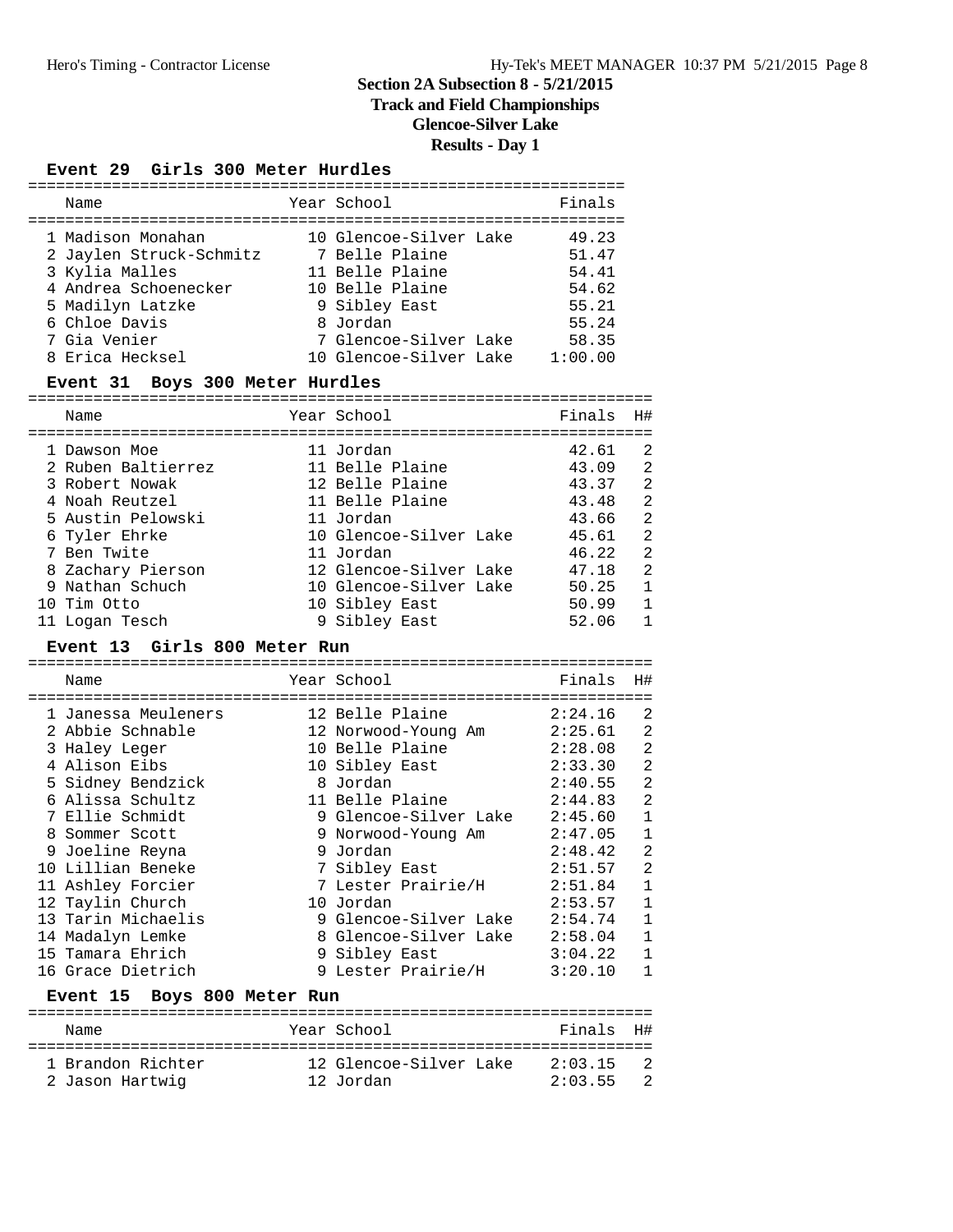# Section 2A Subsection 8 - 5/21/2015
## Track and Field Championships
## Glencoe-Silver Lake
## Results - Day 1

### Event 29 Girls 300 Meter Hurdles

| Place | Name | Year | School | Finals |
|---|---|---|---|---|
| 1 | Madison Monahan | 10 | Glencoe-Silver Lake | 49.23 |
| 2 | Jaylen Struck-Schmitz | 7 | Belle Plaine | 51.47 |
| 3 | Kylia Malles | 11 | Belle Plaine | 54.41 |
| 4 | Andrea Schoenecker | 10 | Belle Plaine | 54.62 |
| 5 | Madilyn Latzke | 9 | Sibley East | 55.21 |
| 6 | Chloe Davis | 8 | Jordan | 55.24 |
| 7 | Gia Venier | 7 | Glencoe-Silver Lake | 58.35 |
| 8 | Erica Hecksel | 10 | Glencoe-Silver Lake | 1:00.00 |

### Event 31 Boys 300 Meter Hurdles

| Place | Name | Year | School | Finals | H# |
|---|---|---|---|---|---|
| 1 | Dawson Moe | 11 | Jordan | 42.61 | 2 |
| 2 | Ruben Baltierrez | 11 | Belle Plaine | 43.09 | 2 |
| 3 | Robert Nowak | 12 | Belle Plaine | 43.37 | 2 |
| 4 | Noah Reutzel | 11 | Belle Plaine | 43.48 | 2 |
| 5 | Austin Pelowski | 11 | Jordan | 43.66 | 2 |
| 6 | Tyler Ehrke | 10 | Glencoe-Silver Lake | 45.61 | 2 |
| 7 | Ben Twite | 11 | Jordan | 46.22 | 2 |
| 8 | Zachary Pierson | 12 | Glencoe-Silver Lake | 47.18 | 2 |
| 9 | Nathan Schuch | 10 | Glencoe-Silver Lake | 50.25 | 1 |
| 10 | Tim Otto | 10 | Sibley East | 50.99 | 1 |
| 11 | Logan Tesch | 9 | Sibley East | 52.06 | 1 |

### Event 13 Girls 800 Meter Run

| Place | Name | Year | School | Finals | H# |
|---|---|---|---|---|---|
| 1 | Janessa Meuleners | 12 | Belle Plaine | 2:24.16 | 2 |
| 2 | Abbie Schnable | 12 | Norwood-Young Am | 2:25.61 | 2 |
| 3 | Haley Leger | 10 | Belle Plaine | 2:28.08 | 2 |
| 4 | Alison Eibs | 10 | Sibley East | 2:33.30 | 2 |
| 5 | Sidney Bendzick | 8 | Jordan | 2:40.55 | 2 |
| 6 | Alissa Schultz | 11 | Belle Plaine | 2:44.83 | 2 |
| 7 | Ellie Schmidt | 9 | Glencoe-Silver Lake | 2:45.60 | 1 |
| 8 | Sommer Scott | 9 | Norwood-Young Am | 2:47.05 | 1 |
| 9 | Joeline Reyna | 9 | Jordan | 2:48.42 | 2 |
| 10 | Lillian Beneke | 7 | Sibley East | 2:51.57 | 2 |
| 11 | Ashley Forcier | 7 | Lester Prairie/H | 2:51.84 | 1 |
| 12 | Taylin Church | 10 | Jordan | 2:53.57 | 1 |
| 13 | Tarin Michaelis | 9 | Glencoe-Silver Lake | 2:54.74 | 1 |
| 14 | Madalyn Lemke | 8 | Glencoe-Silver Lake | 2:58.04 | 1 |
| 15 | Tamara Ehrich | 9 | Sibley East | 3:04.22 | 1 |
| 16 | Grace Dietrich | 9 | Lester Prairie/H | 3:20.10 | 1 |

### Event 15 Boys 800 Meter Run

| Place | Name | Year | School | Finals | H# |
|---|---|---|---|---|---|
| 1 | Brandon Richter | 12 | Glencoe-Silver Lake | 2:03.15 | 2 |
| 2 | Jason Hartwig | 12 | Jordan | 2:03.55 | 2 |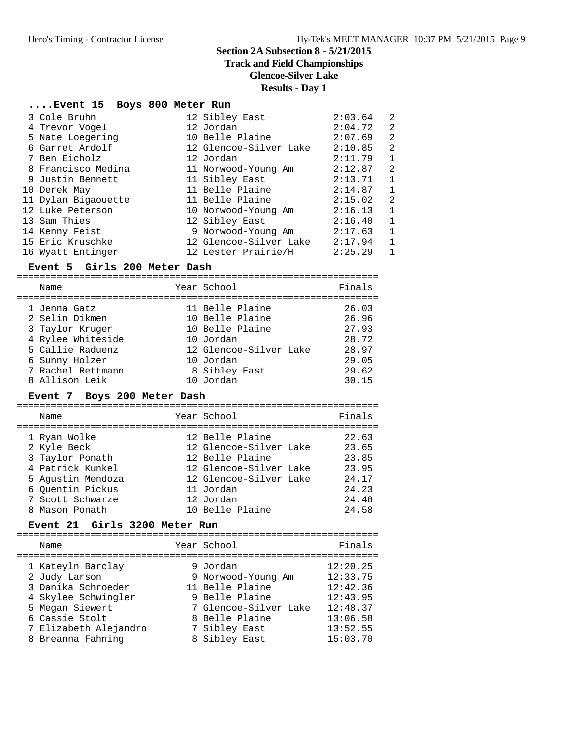## Section 2A Subsection 8 - 5/21/2015
## Track and Field Championships
## Glencoe-Silver Lake
## Results - Day 1

### ....Event 15 Boys 800 Meter Run

| Place | Name | Year | School | Finals | H# |
|---|---|---|---|---|---|
| 3 | Cole Bruhn | 12 | Sibley East | 2:03.64 | 2 |
| 4 | Trevor Vogel | 12 | Jordan | 2:04.72 | 2 |
| 5 | Nate Loegering | 10 | Belle Plaine | 2:07.69 | 2 |
| 6 | Garret Ardolf | 12 | Glencoe-Silver Lake | 2:10.85 | 2 |
| 7 | Ben Eicholz | 12 | Jordan | 2:11.79 | 1 |
| 8 | Francisco Medina | 11 | Norwood-Young Am | 2:12.87 | 2 |
| 9 | Justin Bennett | 11 | Sibley East | 2:13.71 | 1 |
| 10 | Derek May | 11 | Belle Plaine | 2:14.87 | 1 |
| 11 | Dylan Bigaouette | 11 | Belle Plaine | 2:15.02 | 2 |
| 12 | Luke Peterson | 10 | Norwood-Young Am | 2:16.13 | 1 |
| 13 | Sam Thies | 12 | Sibley East | 2:16.40 | 1 |
| 14 | Kenny Feist | 9 | Norwood-Young Am | 2:17.63 | 1 |
| 15 | Eric Kruschke | 12 | Glencoe-Silver Lake | 2:17.94 | 1 |
| 16 | Wyatt Entinger | 12 | Lester Prairie/H | 2:25.29 | 1 |

### Event 5 Girls 200 Meter Dash

| Place | Name | Year | School | Finals |
|---|---|---|---|---|
| 1 | Jenna Gatz | 11 | Belle Plaine | 26.03 |
| 2 | Selin Dikmen | 10 | Belle Plaine | 26.96 |
| 3 | Taylor Kruger | 10 | Belle Plaine | 27.93 |
| 4 | Rylee Whiteside | 10 | Jordan | 28.72 |
| 5 | Callie Raduenz | 12 | Glencoe-Silver Lake | 28.97 |
| 6 | Sunny Holzer | 10 | Jordan | 29.05 |
| 7 | Rachel Rettmann | 8 | Sibley East | 29.62 |
| 8 | Allison Leik | 10 | Jordan | 30.15 |

### Event 7 Boys 200 Meter Dash

| Place | Name | Year | School | Finals |
|---|---|---|---|---|
| 1 | Ryan Wolke | 12 | Belle Plaine | 22.63 |
| 2 | Kyle Beck | 12 | Glencoe-Silver Lake | 23.65 |
| 3 | Taylor Ponath | 12 | Belle Plaine | 23.85 |
| 4 | Patrick Kunkel | 12 | Glencoe-Silver Lake | 23.95 |
| 5 | Agustin Mendoza | 12 | Glencoe-Silver Lake | 24.17 |
| 6 | Quentin Pickus | 11 | Jordan | 24.23 |
| 7 | Scott Schwarze | 12 | Jordan | 24.48 |
| 8 | Mason Ponath | 10 | Belle Plaine | 24.58 |

### Event 21 Girls 3200 Meter Run

| Place | Name | Year | School | Finals |
|---|---|---|---|---|
| 1 | Kateyln Barclay | 9 | Jordan | 12:20.25 |
| 2 | Judy Larson | 9 | Norwood-Young Am | 12:33.75 |
| 3 | Danika Schroeder | 11 | Belle Plaine | 12:42.36 |
| 4 | Skylee Schwingler | 9 | Belle Plaine | 12:43.95 |
| 5 | Megan Siewert | 7 | Glencoe-Silver Lake | 12:48.37 |
| 6 | Cassie Stolt | 8 | Belle Plaine | 13:06.58 |
| 7 | Elizabeth Alejandro | 7 | Sibley East | 13:52.55 |
| 8 | Breanna Fahning | 8 | Sibley East | 15:03.70 |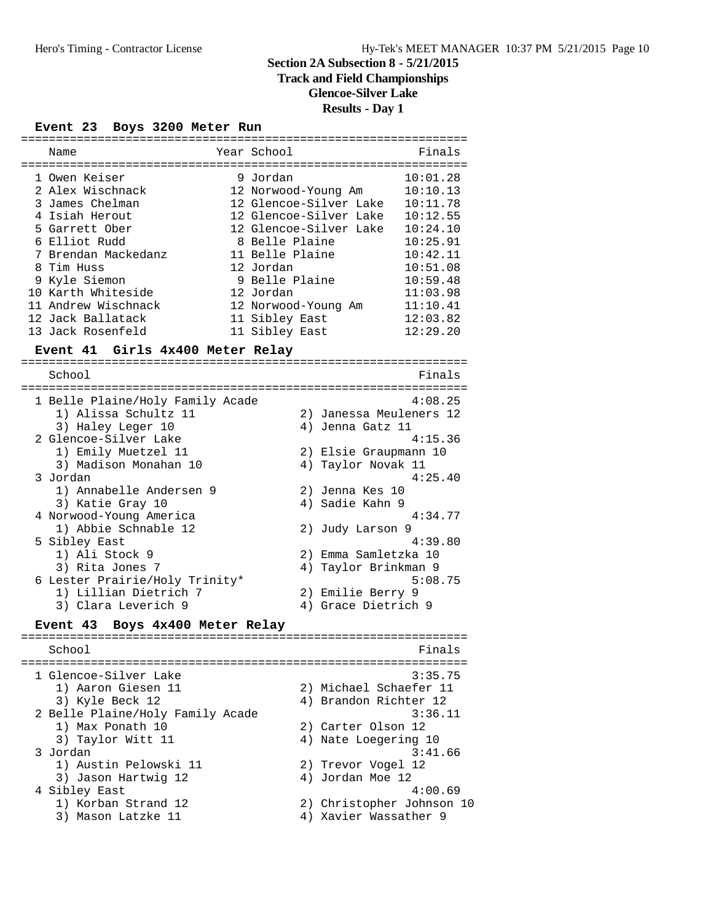## Section 2A Subsection 8 - 5/21/2015
## Track and Field Championships
## Glencoe-Silver Lake
## Results - Day 1

### Event 23 Boys 3200 Meter Run

| | Name | Year | School | Finals |
|---|---|---|---|---|
| 1 | Owen Keiser | 9 | Jordan | 10:01.28 |
| 2 | Alex Wischnack | 12 | Norwood-Young Am | 10:10.13 |
| 3 | James Chelman | 12 | Glencoe-Silver Lake | 10:11.78 |
| 4 | Isiah Herout | 12 | Glencoe-Silver Lake | 10:12.55 |
| 5 | Garrett Ober | 12 | Glencoe-Silver Lake | 10:24.10 |
| 6 | Elliot Rudd | 8 | Belle Plaine | 10:25.91 |
| 7 | Brendan Mackedanz | 11 | Belle Plaine | 10:42.11 |
| 8 | Tim Huss | 12 | Jordan | 10:51.08 |
| 9 | Kyle Siemon | 9 | Belle Plaine | 10:59.48 |
| 10 | Karth Whiteside | 12 | Jordan | 11:03.98 |
| 11 | Andrew Wischnack | 12 | Norwood-Young Am | 11:10.41 |
| 12 | Jack Ballatack | 11 | Sibley East | 12:03.82 |
| 13 | Jack Rosenfeld | 11 | Sibley East | 12:29.20 |

### Event 41 Girls 4x400 Meter Relay

| | School | | Finals |
|---|---|---|---|
| 1 | Belle Plaine/Holy Family Acade | | 4:08.25 |
| | 1) Alissa Schultz 11 | 2) Janessa Meuleners 12 | |
| | 3) Haley Leger 10 | 4) Jenna Gatz 11 | |
| 2 | Glencoe-Silver Lake | | 4:15.36 |
| | 1) Emily Muetzel 11 | 2) Elsie Graupmann 10 | |
| | 3) Madison Monahan 10 | 4) Taylor Novak 11 | |
| 3 | Jordan | | 4:25.40 |
| | 1) Annabelle Andersen 9 | 2) Jenna Kes 10 | |
| | 3) Katie Gray 10 | 4) Sadie Kahn 9 | |
| 4 | Norwood-Young America | | 4:34.77 |
| | 1) Abbie Schnable 12 | 2) Judy Larson 9 | |
| 5 | Sibley East | | 4:39.80 |
| | 1) Ali Stock 9 | 2) Emma Samletzka 10 | |
| | 3) Rita Jones 7 | 4) Taylor Brinkman 9 | |
| 6 | Lester Prairie/Holy Trinity* | | 5:08.75 |
| | 1) Lillian Dietrich 7 | 2) Emilie Berry 9 | |
| | 3) Clara Leverich 9 | 4) Grace Dietrich 9 | |

### Event 43 Boys 4x400 Meter Relay

| | School | | Finals |
|---|---|---|---|
| 1 | Glencoe-Silver Lake | | 3:35.75 |
| | 1) Aaron Giesen 11 | 2) Michael Schaefer 11 | |
| | 3) Kyle Beck 12 | 4) Brandon Richter 12 | |
| 2 | Belle Plaine/Holy Family Acade | | 3:36.11 |
| | 1) Max Ponath 10 | 2) Carter Olson 12 | |
| | 3) Taylor Witt 11 | 4) Nate Loegering 10 | |
| 3 | Jordan | | 3:41.66 |
| | 1) Austin Pelowski 11 | 2) Trevor Vogel 12 | |
| | 3) Jason Hartwig 12 | 4) Jordan Moe 12 | |
| 4 | Sibley East | | 4:00.69 |
| | 1) Korban Strand 12 | 2) Christopher Johnson 10 | |
| | 3) Mason Latzke 11 | 4) Xavier Wassather 9 | |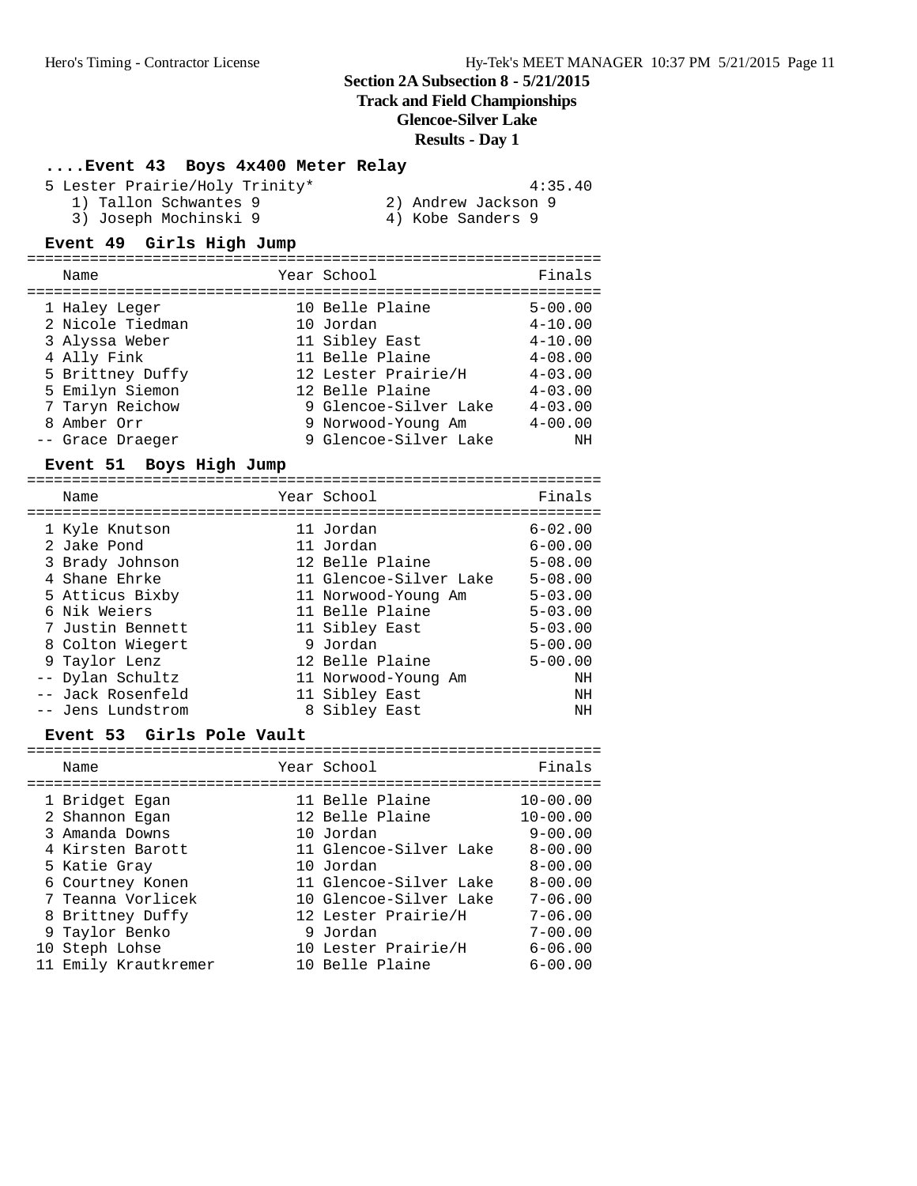## Section 2A Subsection 8 - 5/21/2015
## Track and Field Championships
## Glencoe-Silver Lake
## Results - Day 1

### ....Event 43 Boys 4x400 Meter Relay

| Place | Team | Finals |
|---|---|---|
| 5 | Lester Prairie/Holy Trinity* | 4:35.40 |

1) Tallon Schwantes 9
2) Andrew Jackson 9
3) Joseph Mochinski 9
4) Kobe Sanders 9

### Event 49 Girls High Jump

| Place | Name | Year | School | Finals |
|---|---|---|---|---|
| 1 | Haley Leger | 10 | Belle Plaine | 5-00.00 |
| 2 | Nicole Tiedman | 10 | Jordan | 4-10.00 |
| 3 | Alyssa Weber | 11 | Sibley East | 4-10.00 |
| 4 | Ally Fink | 11 | Belle Plaine | 4-08.00 |
| 5 | Brittney Duffy | 12 | Lester Prairie/H | 4-03.00 |
| 5 | Emilyn Siemon | 12 | Belle Plaine | 4-03.00 |
| 7 | Taryn Reichow | 9 | Glencoe-Silver Lake | 4-03.00 |
| 8 | Amber Orr | 9 | Norwood-Young Am | 4-00.00 |
| -- | Grace Draeger | 9 | Glencoe-Silver Lake | NH |

### Event 51 Boys High Jump

| Place | Name | Year | School | Finals |
|---|---|---|---|---|
| 1 | Kyle Knutson | 11 | Jordan | 6-02.00 |
| 2 | Jake Pond | 11 | Jordan | 6-00.00 |
| 3 | Brady Johnson | 12 | Belle Plaine | 5-08.00 |
| 4 | Shane Ehrke | 11 | Glencoe-Silver Lake | 5-08.00 |
| 5 | Atticus Bixby | 11 | Norwood-Young Am | 5-03.00 |
| 6 | Nik Weiers | 11 | Belle Plaine | 5-03.00 |
| 7 | Justin Bennett | 11 | Sibley East | 5-03.00 |
| 8 | Colton Wiegert | 9 | Jordan | 5-00.00 |
| 9 | Taylor Lenz | 12 | Belle Plaine | 5-00.00 |
| -- | Dylan Schultz | 11 | Norwood-Young Am | NH |
| -- | Jack Rosenfeld | 11 | Sibley East | NH |
| -- | Jens Lundstrom | 8 | Sibley East | NH |

### Event 53 Girls Pole Vault

| Place | Name | Year | School | Finals |
|---|---|---|---|---|
| 1 | Bridget Egan | 11 | Belle Plaine | 10-00.00 |
| 2 | Shannon Egan | 12 | Belle Plaine | 10-00.00 |
| 3 | Amanda Downs | 10 | Jordan | 9-00.00 |
| 4 | Kirsten Barott | 11 | Glencoe-Silver Lake | 8-00.00 |
| 5 | Katie Gray | 10 | Jordan | 8-00.00 |
| 6 | Courtney Konen | 11 | Glencoe-Silver Lake | 8-00.00 |
| 7 | Teanna Vorlicek | 10 | Glencoe-Silver Lake | 7-06.00 |
| 8 | Brittney Duffy | 12 | Lester Prairie/H | 7-06.00 |
| 9 | Taylor Benko | 9 | Jordan | 7-00.00 |
| 10 | Steph Lohse | 10 | Lester Prairie/H | 6-06.00 |
| 11 | Emily Krautkremer | 10 | Belle Plaine | 6-00.00 |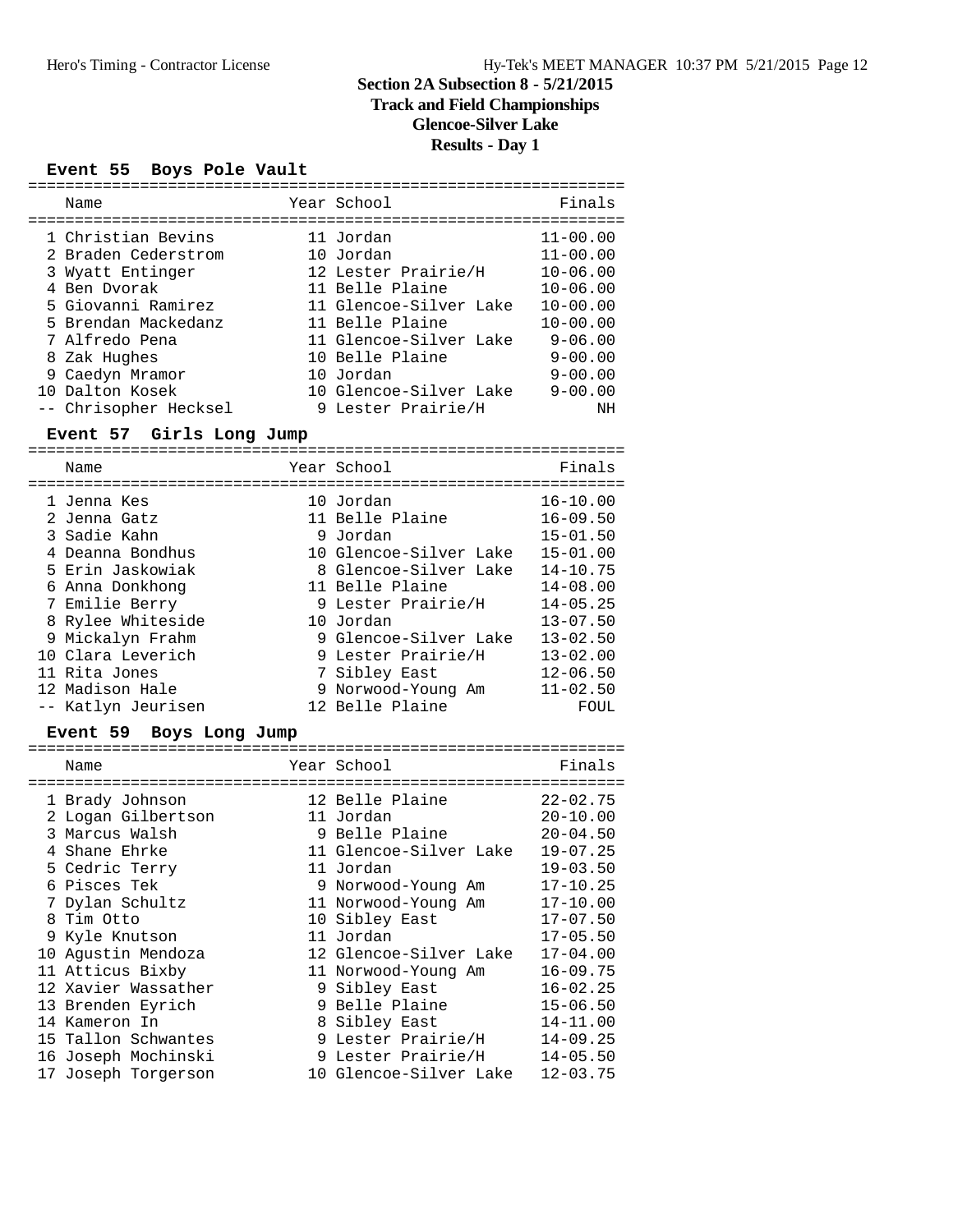# Section 2A Subsection 8 - 5/21/2015
## Track and Field Championships
## Glencoe-Silver Lake
## Results - Day 1

### Event 55 Boys Pole Vault

| | Name | Year | School | Finals |
|---|---|---|---|---|
| 1 | Christian Bevins | 11 | Jordan | 11-00.00 |
| 2 | Braden Cederstrom | 10 | Jordan | 11-00.00 |
| 3 | Wyatt Entinger | 12 | Lester Prairie/H | 10-06.00 |
| 4 | Ben Dvorak | 11 | Belle Plaine | 10-06.00 |
| 5 | Giovanni Ramirez | 11 | Glencoe-Silver Lake | 10-00.00 |
| 5 | Brendan Mackedanz | 11 | Belle Plaine | 10-00.00 |
| 7 | Alfredo Pena | 11 | Glencoe-Silver Lake | 9-06.00 |
| 8 | Zak Hughes | 10 | Belle Plaine | 9-00.00 |
| 9 | Caedyn Mramor | 10 | Jordan | 9-00.00 |
| 10 | Dalton Kosek | 10 | Glencoe-Silver Lake | 9-00.00 |
| -- | Chrisopher Hecksel | 9 | Lester Prairie/H | NH |

### Event 57 Girls Long Jump

| | Name | Year | School | Finals |
|---|---|---|---|---|
| 1 | Jenna Kes | 10 | Jordan | 16-10.00 |
| 2 | Jenna Gatz | 11 | Belle Plaine | 16-09.50 |
| 3 | Sadie Kahn | 9 | Jordan | 15-01.50 |
| 4 | Deanna Bondhus | 10 | Glencoe-Silver Lake | 15-01.00 |
| 5 | Erin Jaskowiak | 8 | Glencoe-Silver Lake | 14-10.75 |
| 6 | Anna Donkhong | 11 | Belle Plaine | 14-08.00 |
| 7 | Emilie Berry | 9 | Lester Prairie/H | 14-05.25 |
| 8 | Rylee Whiteside | 10 | Jordan | 13-07.50 |
| 9 | Mickalyn Frahm | 9 | Glencoe-Silver Lake | 13-02.50 |
| 10 | Clara Leverich | 9 | Lester Prairie/H | 13-02.00 |
| 11 | Rita Jones | 7 | Sibley East | 12-06.50 |
| 12 | Madison Hale | 9 | Norwood-Young Am | 11-02.50 |
| -- | Katlyn Jeurisen | 12 | Belle Plaine | FOUL |

### Event 59 Boys Long Jump

| | Name | Year | School | Finals |
|---|---|---|---|---|
| 1 | Brady Johnson | 12 | Belle Plaine | 22-02.75 |
| 2 | Logan Gilbertson | 11 | Jordan | 20-10.00 |
| 3 | Marcus Walsh | 9 | Belle Plaine | 20-04.50 |
| 4 | Shane Ehrke | 11 | Glencoe-Silver Lake | 19-07.25 |
| 5 | Cedric Terry | 11 | Jordan | 19-03.50 |
| 6 | Pisces Tek | 9 | Norwood-Young Am | 17-10.25 |
| 7 | Dylan Schultz | 11 | Norwood-Young Am | 17-10.00 |
| 8 | Tim Otto | 10 | Sibley East | 17-07.50 |
| 9 | Kyle Knutson | 11 | Jordan | 17-05.50 |
| 10 | Agustin Mendoza | 12 | Glencoe-Silver Lake | 17-04.00 |
| 11 | Atticus Bixby | 11 | Norwood-Young Am | 16-09.75 |
| 12 | Xavier Wassather | 9 | Sibley East | 16-02.25 |
| 13 | Brenden Eyrich | 9 | Belle Plaine | 15-06.50 |
| 14 | Kameron In | 8 | Sibley East | 14-11.00 |
| 15 | Tallon Schwantes | 9 | Lester Prairie/H | 14-09.25 |
| 16 | Joseph Mochinski | 9 | Lester Prairie/H | 14-05.50 |
| 17 | Joseph Torgerson | 10 | Glencoe-Silver Lake | 12-03.75 |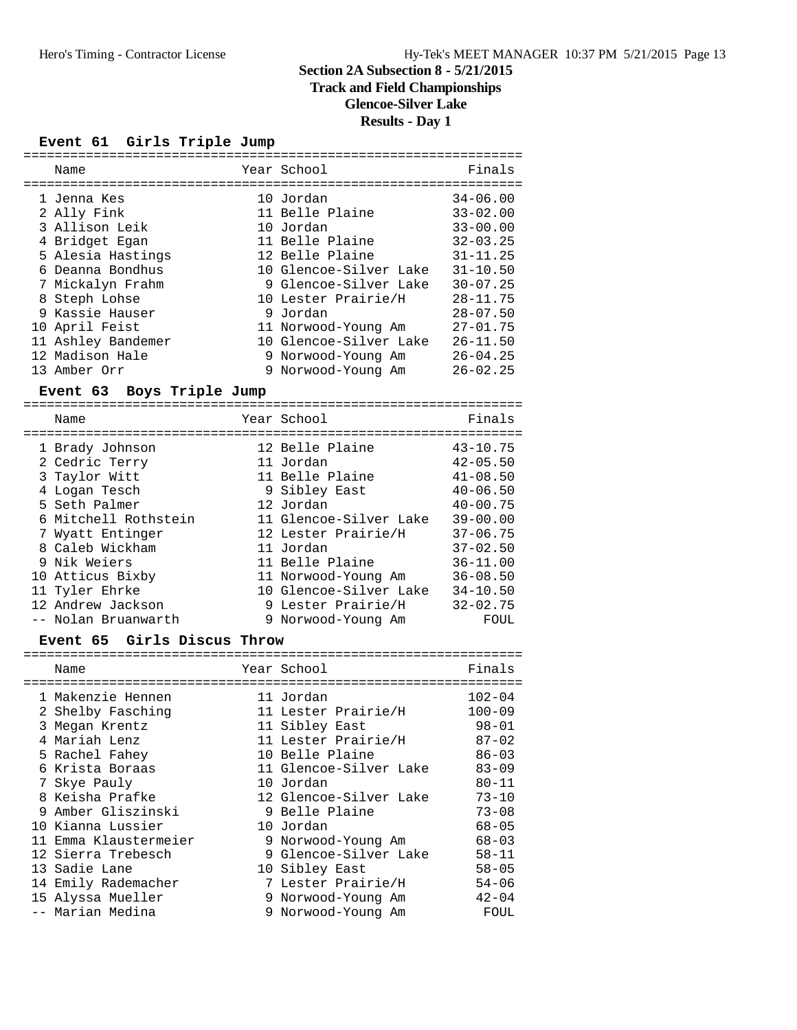# Section 2A Subsection 8 - 5/21/2015
## Track and Field Championships
## Glencoe-Silver Lake
## Results - Day 1

### Event 61 Girls Triple Jump

| Place | Name | Year | School | Finals |
|---|---|---|---|---|
| 1 | Jenna Kes | 10 | Jordan | 34-06.00 |
| 2 | Ally Fink | 11 | Belle Plaine | 33-02.00 |
| 3 | Allison Leik | 10 | Jordan | 33-00.00 |
| 4 | Bridget Egan | 11 | Belle Plaine | 32-03.25 |
| 5 | Alesia Hastings | 12 | Belle Plaine | 31-11.25 |
| 6 | Deanna Bondhus | 10 | Glencoe-Silver Lake | 31-10.50 |
| 7 | Mickalyn Frahm | 9 | Glencoe-Silver Lake | 30-07.25 |
| 8 | Steph Lohse | 10 | Lester Prairie/H | 28-11.75 |
| 9 | Kassie Hauser | 9 | Jordan | 28-07.50 |
| 10 | April Feist | 11 | Norwood-Young Am | 27-01.75 |
| 11 | Ashley Bandemer | 10 | Glencoe-Silver Lake | 26-11.50 |
| 12 | Madison Hale | 9 | Norwood-Young Am | 26-04.25 |
| 13 | Amber Orr | 9 | Norwood-Young Am | 26-02.25 |

### Event 63 Boys Triple Jump

| Place | Name | Year | School | Finals |
|---|---|---|---|---|
| 1 | Brady Johnson | 12 | Belle Plaine | 43-10.75 |
| 2 | Cedric Terry | 11 | Jordan | 42-05.50 |
| 3 | Taylor Witt | 11 | Belle Plaine | 41-08.50 |
| 4 | Logan Tesch | 9 | Sibley East | 40-06.50 |
| 5 | Seth Palmer | 12 | Jordan | 40-00.75 |
| 6 | Mitchell Rothstein | 11 | Glencoe-Silver Lake | 39-00.00 |
| 7 | Wyatt Entinger | 12 | Lester Prairie/H | 37-06.75 |
| 8 | Caleb Wickham | 11 | Jordan | 37-02.50 |
| 9 | Nik Weiers | 11 | Belle Plaine | 36-11.00 |
| 10 | Atticus Bixby | 11 | Norwood-Young Am | 36-08.50 |
| 11 | Tyler Ehrke | 10 | Glencoe-Silver Lake | 34-10.50 |
| 12 | Andrew Jackson | 9 | Lester Prairie/H | 32-02.75 |
| -- | Nolan Bruanwarth | 9 | Norwood-Young Am | FOUL |

### Event 65 Girls Discus Throw

| Place | Name | Year | School | Finals |
|---|---|---|---|---|
| 1 | Makenzie Hennen | 11 | Jordan | 102-04 |
| 2 | Shelby Fasching | 11 | Lester Prairie/H | 100-09 |
| 3 | Megan Krentz | 11 | Sibley East | 98-01 |
| 4 | Mariah Lenz | 11 | Lester Prairie/H | 87-02 |
| 5 | Rachel Fahey | 10 | Belle Plaine | 86-03 |
| 6 | Krista Boraas | 11 | Glencoe-Silver Lake | 83-09 |
| 7 | Skye Pauly | 10 | Jordan | 80-11 |
| 8 | Keisha Prafke | 12 | Glencoe-Silver Lake | 73-10 |
| 9 | Amber Gliszinski | 9 | Belle Plaine | 73-08 |
| 10 | Kianna Lussier | 10 | Jordan | 68-05 |
| 11 | Emma Klaustermeier | 9 | Norwood-Young Am | 68-03 |
| 12 | Sierra Trebesch | 9 | Glencoe-Silver Lake | 58-11 |
| 13 | Sadie Lane | 10 | Sibley East | 58-05 |
| 14 | Emily Rademacher | 7 | Lester Prairie/H | 54-06 |
| 15 | Alyssa Mueller | 9 | Norwood-Young Am | 42-04 |
| -- | Marian Medina | 9 | Norwood-Young Am | FOUL |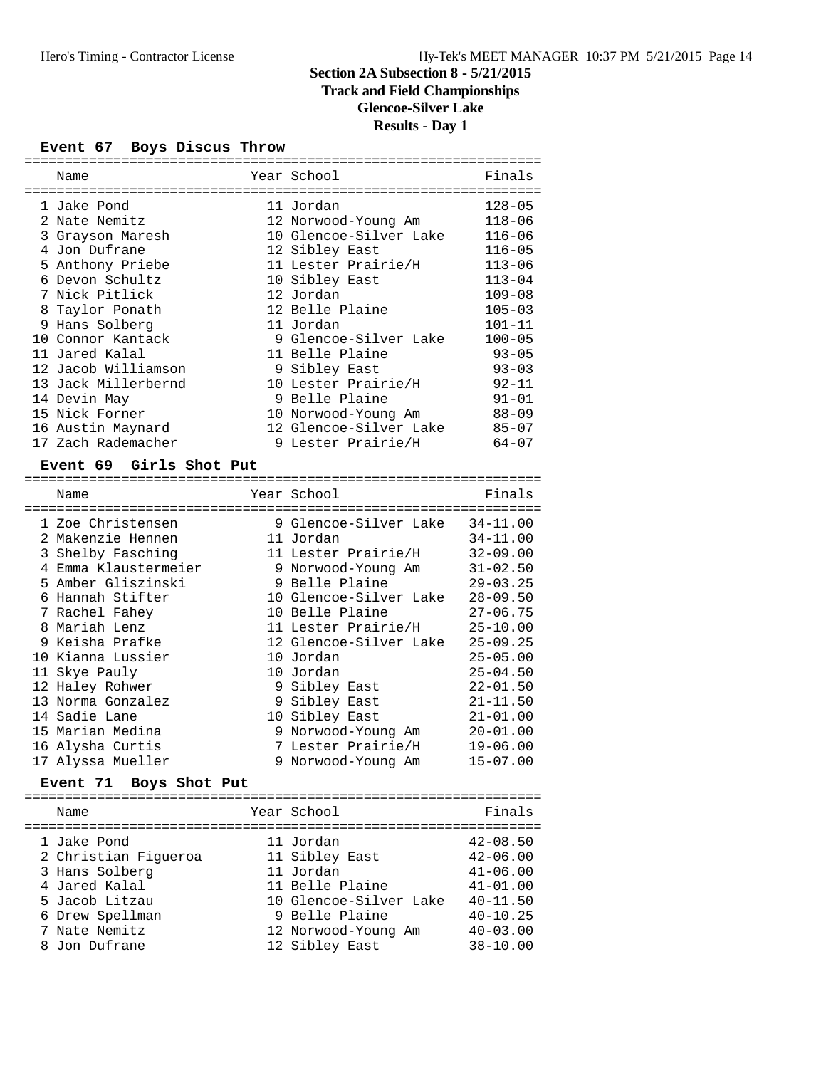## Section 2A Subsection 8 - 5/21/2015
## Track and Field Championships
## Glencoe-Silver Lake
## Results - Day 1

### Event 67 Boys Discus Throw

| | Name | Year | School | Finals |
|---|---|---|---|---|
| 1 | Jake Pond | 11 | Jordan | 128-05 |
| 2 | Nate Nemitz | 12 | Norwood-Young Am | 118-06 |
| 3 | Grayson Maresh | 10 | Glencoe-Silver Lake | 116-06 |
| 4 | Jon Dufrane | 12 | Sibley East | 116-05 |
| 5 | Anthony Priebe | 11 | Lester Prairie/H | 113-06 |
| 6 | Devon Schultz | 10 | Sibley East | 113-04 |
| 7 | Nick Pitlick | 12 | Jordan | 109-08 |
| 8 | Taylor Ponath | 12 | Belle Plaine | 105-03 |
| 9 | Hans Solberg | 11 | Jordan | 101-11 |
| 10 | Connor Kantack | 9 | Glencoe-Silver Lake | 100-05 |
| 11 | Jared Kalal | 11 | Belle Plaine | 93-05 |
| 12 | Jacob Williamson | 9 | Sibley East | 93-03 |
| 13 | Jack Millerbernd | 10 | Lester Prairie/H | 92-11 |
| 14 | Devin May | 9 | Belle Plaine | 91-01 |
| 15 | Nick Forner | 10 | Norwood-Young Am | 88-09 |
| 16 | Austin Maynard | 12 | Glencoe-Silver Lake | 85-07 |
| 17 | Zach Rademacher | 9 | Lester Prairie/H | 64-07 |

### Event 69 Girls Shot Put

| | Name | Year | School | Finals |
|---|---|---|---|---|
| 1 | Zoe Christensen | 9 | Glencoe-Silver Lake | 34-11.00 |
| 2 | Makenzie Hennen | 11 | Jordan | 34-11.00 |
| 3 | Shelby Fasching | 11 | Lester Prairie/H | 32-09.00 |
| 4 | Emma Klaustermeier | 9 | Norwood-Young Am | 31-02.50 |
| 5 | Amber Gliszinski | 9 | Belle Plaine | 29-03.25 |
| 6 | Hannah Stifter | 10 | Glencoe-Silver Lake | 28-09.50 |
| 7 | Rachel Fahey | 10 | Belle Plaine | 27-06.75 |
| 8 | Mariah Lenz | 11 | Lester Prairie/H | 25-10.00 |
| 9 | Keisha Prafke | 12 | Glencoe-Silver Lake | 25-09.25 |
| 10 | Kianna Lussier | 10 | Jordan | 25-05.00 |
| 11 | Skye Pauly | 10 | Jordan | 25-04.50 |
| 12 | Haley Rohwer | 9 | Sibley East | 22-01.50 |
| 13 | Norma Gonzalez | 9 | Sibley East | 21-11.50 |
| 14 | Sadie Lane | 10 | Sibley East | 21-01.00 |
| 15 | Marian Medina | 9 | Norwood-Young Am | 20-01.00 |
| 16 | Alysha Curtis | 7 | Lester Prairie/H | 19-06.00 |
| 17 | Alyssa Mueller | 9 | Norwood-Young Am | 15-07.00 |

### Event 71 Boys Shot Put

| | Name | Year | School | Finals |
|---|---|---|---|---|
| 1 | Jake Pond | 11 | Jordan | 42-08.50 |
| 2 | Christian Figueroa | 11 | Sibley East | 42-06.00 |
| 3 | Hans Solberg | 11 | Jordan | 41-06.00 |
| 4 | Jared Kalal | 11 | Belle Plaine | 41-01.00 |
| 5 | Jacob Litzau | 10 | Glencoe-Silver Lake | 40-11.50 |
| 6 | Drew Spellman | 9 | Belle Plaine | 40-10.25 |
| 7 | Nate Nemitz | 12 | Norwood-Young Am | 40-03.00 |
| 8 | Jon Dufrane | 12 | Sibley East | 38-10.00 |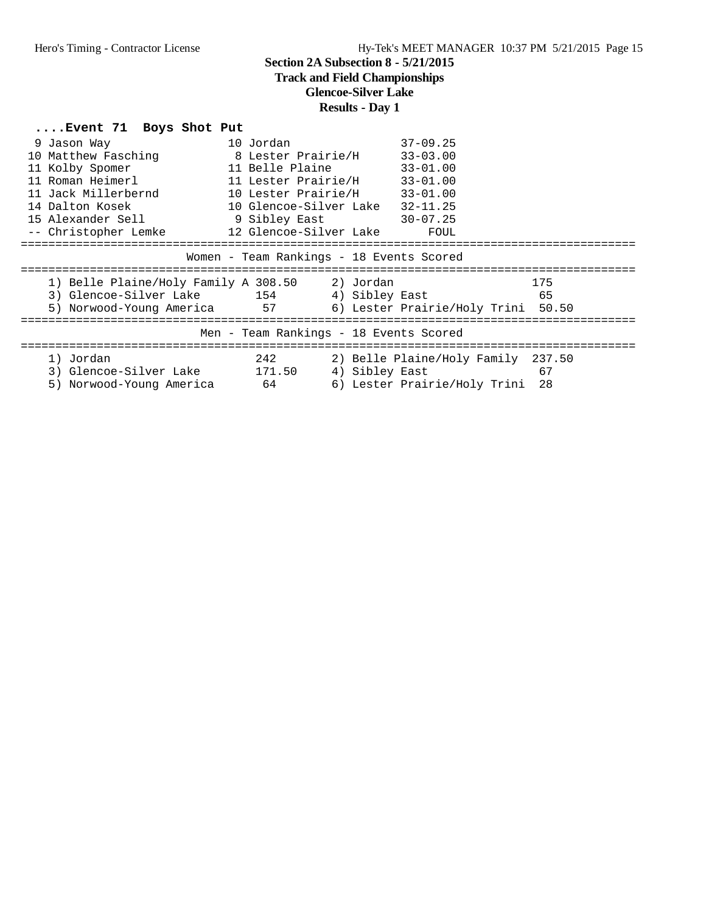# Section 2A Subsection 8 - 5/21/2015

## Track and Field Championships

## Glencoe-Silver Lake

## Results - Day 1

### ....Event 71 Boys Shot Put

| | | | | |
|---|---|---|---|---|
| 9 | Jason Way | 10 | Jordan | 37-09.25 |
| 10 | Matthew Fasching | 8 | Lester Prairie/H | 33-03.00 |
| 11 | Kolby Spomer | 11 | Belle Plaine | 33-01.00 |
| 11 | Roman Heimerl | 11 | Lester Prairie/H | 33-01.00 |
| 11 | Jack Millerbernd | 10 | Lester Prairie/H | 33-01.00 |
| 14 | Dalton Kosek | 10 | Glencoe-Silver Lake | 32-11.25 |
| 15 | Alexander Sell | 9 | Sibley East | 30-07.25 |
| -- | Christopher Lemke | 12 | Glencoe-Silver Lake | FOUL |

### Women - Team Rankings - 18 Events Scored

| | | | |
|---|---|---|---|
| 1) Belle Plaine/Holy Family A | 308.50 | 2) Jordan | 175 |
| 3) Glencoe-Silver Lake | 154 | 4) Sibley East | 65 |
| 5) Norwood-Young America | 57 | 6) Lester Prairie/Holy Trini | 50.50 |

### Men - Team Rankings - 18 Events Scored

| | | | |
|---|---|---|---|
| 1) Jordan | 242 | 2) Belle Plaine/Holy Family | 237.50 |
| 3) Glencoe-Silver Lake | 171.50 | 4) Sibley East | 67 |
| 5) Norwood-Young America | 64 | 6) Lester Prairie/Holy Trini | 28 |